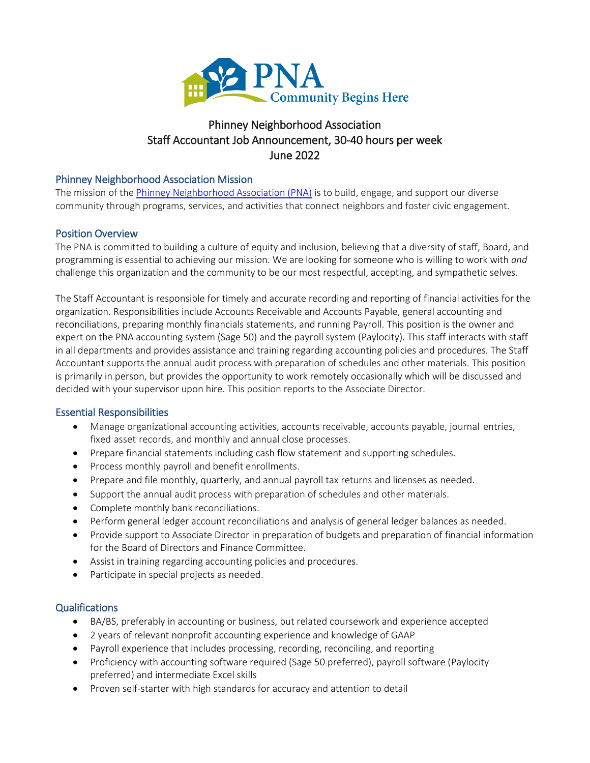# Phinney Neighborhood Association
# Staff Accountant Job Announcement, 30-40 hours per week
# June 2022

## Phinney Neighborhood Association Mission

The mission of the [Phinney Neighborhood Association (PNA)]() is to build, engage, and support our diverse community through programs, services, and activities that connect neighbors and foster civic engagement.

## Position Overview

The PNA is committed to building a culture of equity and inclusion, believing that a diversity of staff, Board, and programming is essential to achieving our mission. We are looking for someone who is willing to work with *and* challenge this organization and the community to be our most respectful, accepting, and sympathetic selves.

The Staff Accountant is responsible for timely and accurate recording and reporting of financial activities for the organization. Responsibilities include Accounts Receivable and Accounts Payable, general accounting and reconciliations, preparing monthly financials statements, and running Payroll. This position is the owner and expert on the PNA accounting system (Sage 50) and the payroll system (Paylocity). This staff interacts with staff in all departments and provides assistance and training regarding accounting policies and procedures. The Staff Accountant supports the annual audit process with preparation of schedules and other materials. This position is primarily in person, but provides the opportunity to work remotely occasionally which will be discussed and decided with your supervisor upon hire. This position reports to the Associate Director.

## Essential Responsibilities

- Manage organizational accounting activities, accounts receivable, accounts payable, journal entries, fixed asset records, and monthly and annual close processes.
- Prepare financial statements including cash flow statement and supporting schedules.
- Process monthly payroll and benefit enrollments.
- Prepare and file monthly, quarterly, and annual payroll tax returns and licenses as needed.
- Support the annual audit process with preparation of schedules and other materials.
- Complete monthly bank reconciliations.
- Perform general ledger account reconciliations and analysis of general ledger balances as needed.
- Provide support to Associate Director in preparation of budgets and preparation of financial information for the Board of Directors and Finance Committee.
- Assist in training regarding accounting policies and procedures.
- Participate in special projects as needed.

## Qualifications

- BA/BS, preferably in accounting or business, but related coursework and experience accepted
- 2 years of relevant nonprofit accounting experience and knowledge of GAAP
- Payroll experience that includes processing, recording, reconciling, and reporting
- Proficiency with accounting software required (Sage 50 preferred), payroll software (Paylocity preferred) and intermediate Excel skills
- Proven self-starter with high standards for accuracy and attention to detail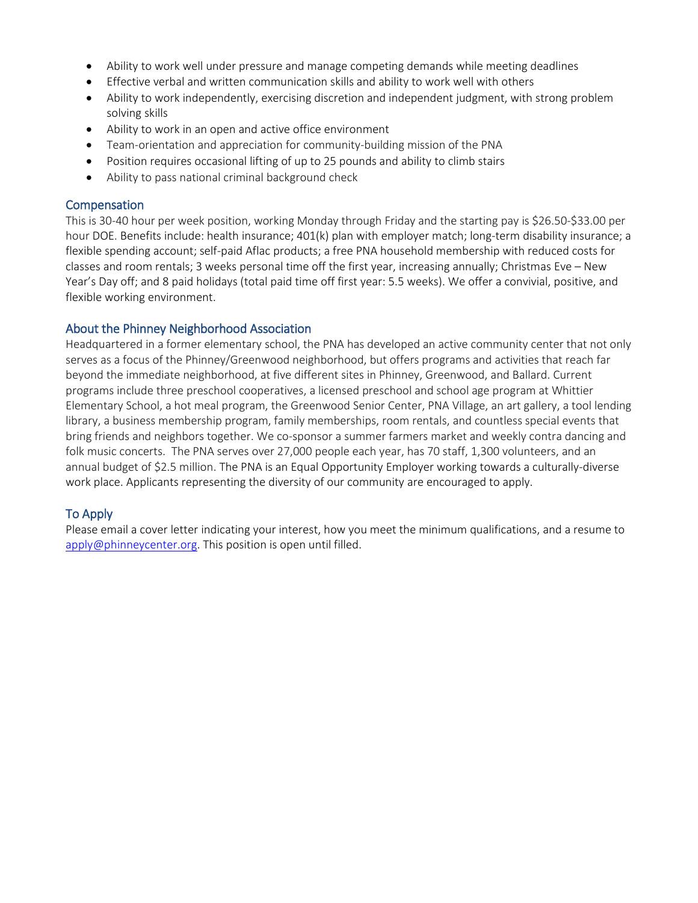- Ability to work well under pressure and manage competing demands while meeting deadlines
- Effective verbal and written communication skills and ability to work well with others
- Ability to work independently, exercising discretion and independent judgment, with strong problem solving skills
- Ability to work in an open and active office environment
- Team-orientation and appreciation for community-building mission of the PNA
- Position requires occasional lifting of up to 25 pounds and ability to climb stairs
- Ability to pass national criminal background check

## Compensation

This is 30-40 hour per week position, working Monday through Friday and the starting pay is $26.50-$33.00 per hour DOE. Benefits include: health insurance; 401(k) plan with employer match; long-term disability insurance; a flexible spending account; self-paid Aflac products; a free PNA household membership with reduced costs for classes and room rentals; 3 weeks personal time off the first year, increasing annually; Christmas Eve – New Year's Day off; and 8 paid holidays (total paid time off first year: 5.5 weeks). We offer a convivial, positive, and flexible working environment.

## About the Phinney Neighborhood Association

Headquartered in a former elementary school, the PNA has developed an active community center that not only serves as a focus of the Phinney/Greenwood neighborhood, but offers programs and activities that reach far beyond the immediate neighborhood, at five different sites in Phinney, Greenwood, and Ballard. Current programs include three preschool cooperatives, a licensed preschool and school age program at Whittier Elementary School, a hot meal program, the Greenwood Senior Center, PNA Village, an art gallery, a tool lending library, a business membership program, family memberships, room rentals, and countless special events that bring friends and neighbors together. We co-sponsor a summer farmers market and weekly contra dancing and folk music concerts. The PNA serves over 27,000 people each year, has 70 staff, 1,300 volunteers, and an annual budget of $2.5 million. The PNA is an Equal Opportunity Employer working towards a culturally-diverse work place. Applicants representing the diversity of our community are encouraged to apply.

## To Apply

Please email a cover letter indicating your interest, how you meet the minimum qualifications, and a resume to apply@phinneycenter.org. This position is open until filled.